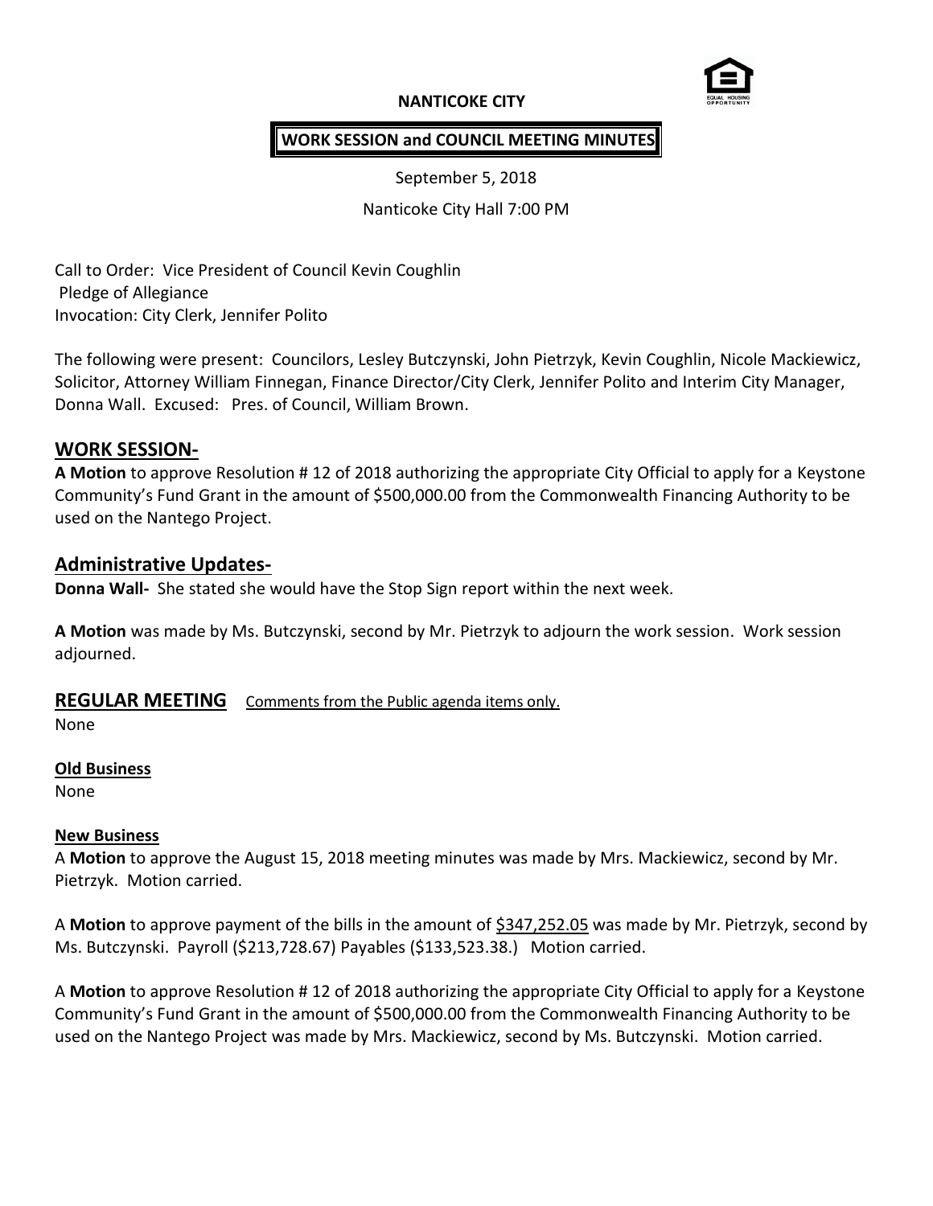**NANTICOKE CITY**

**WORK SESSION and COUNCIL MEETING MINUTES**

September 5, 2018

Nanticoke City Hall 7:00 PM

Call to Order: Vice President of Council Kevin Coughlin
Pledge of Allegiance
Invocation: City Clerk, Jennifer Polito

The following were present: Councilors, Lesley Butczynski, John Pietrzyk, Kevin Coughlin, Nicole Mackiewicz, Solicitor, Attorney William Finnegan, Finance Director/City Clerk, Jennifer Polito and Interim City Manager, Donna Wall. Excused: Pres. of Council, William Brown.

## WORK SESSION-

**A Motion** to approve Resolution # 12 of 2018 authorizing the appropriate City Official to apply for a Keystone Community's Fund Grant in the amount of $500,000.00 from the Commonwealth Financing Authority to be used on the Nantego Project.

## Administrative Updates-

**Donna Wall-** She stated she would have the Stop Sign report within the next week.

**A Motion** was made by Ms. Butczynski, second by Mr. Pietrzyk to adjourn the work session. Work session adjourned.

## REGULAR MEETING

Comments from the Public agenda items only.

None

**Old Business**

None

**New Business**

A **Motion** to approve the August 15, 2018 meeting minutes was made by Mrs. Mackiewicz, second by Mr. Pietrzyk. Motion carried.

A **Motion** to approve payment of the bills in the amount of $347,252.05 was made by Mr. Pietrzyk, second by Ms. Butczynski. Payroll ($213,728.67) Payables ($133,523.38.) Motion carried.

A **Motion** to approve Resolution # 12 of 2018 authorizing the appropriate City Official to apply for a Keystone Community's Fund Grant in the amount of $500,000.00 from the Commonwealth Financing Authority to be used on the Nantego Project was made by Mrs. Mackiewicz, second by Ms. Butczynski. Motion carried.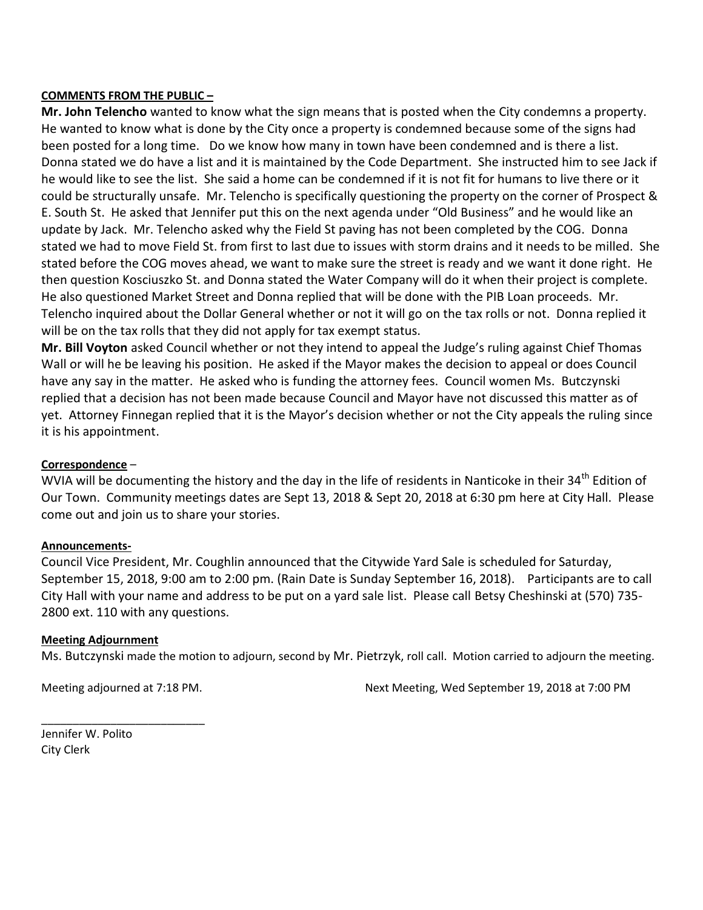**COMMENTS FROM THE PUBLIC –**

**Mr. John Telencho** wanted to know what the sign means that is posted when the City condemns a property. He wanted to know what is done by the City once a property is condemned because some of the signs had been posted for a long time. Do we know how many in town have been condemned and is there a list. Donna stated we do have a list and it is maintained by the Code Department. She instructed him to see Jack if he would like to see the list. She said a home can be condemned if it is not fit for humans to live there or it could be structurally unsafe. Mr. Telencho is specifically questioning the property on the corner of Prospect & E. South St. He asked that Jennifer put this on the next agenda under "Old Business" and he would like an update by Jack. Mr. Telencho asked why the Field St paving has not been completed by the COG. Donna stated we had to move Field St. from first to last due to issues with storm drains and it needs to be milled. She stated before the COG moves ahead, we want to make sure the street is ready and we want it done right. He then question Kosciuszko St. and Donna stated the Water Company will do it when their project is complete. He also questioned Market Street and Donna replied that will be done with the PIB Loan proceeds. Mr. Telencho inquired about the Dollar General whether or not it will go on the tax rolls or not. Donna replied it will be on the tax rolls that they did not apply for tax exempt status.

**Mr. Bill Voyton** asked Council whether or not they intend to appeal the Judge's ruling against Chief Thomas Wall or will he be leaving his position. He asked if the Mayor makes the decision to appeal or does Council have any say in the matter. He asked who is funding the attorney fees. Council women Ms. Butczynski replied that a decision has not been made because Council and Mayor have not discussed this matter as of yet. Attorney Finnegan replied that it is the Mayor's decision whether or not the City appeals the ruling since it is his appointment.

**Correspondence** –

WVIA will be documenting the history and the day in the life of residents in Nanticoke in their 34th Edition of Our Town. Community meetings dates are Sept 13, 2018 & Sept 20, 2018 at 6:30 pm here at City Hall. Please come out and join us to share your stories.

**Announcements-**

Council Vice President, Mr. Coughlin announced that the Citywide Yard Sale is scheduled for Saturday, September 15, 2018, 9:00 am to 2:00 pm. (Rain Date is Sunday September 16, 2018). Participants are to call City Hall with your name and address to be put on a yard sale list. Please call Betsy Cheshinski at (570) 735-2800 ext. 110 with any questions.

**Meeting Adjournment**

Ms. Butczynski made the motion to adjourn, second by Mr. Pietrzyk, roll call. Motion carried to adjourn the meeting.

Meeting adjourned at 7:18 PM. Next Meeting, Wed September 19, 2018 at 7:00 PM

\_\_\_\_\_\_\_\_\_\_\_\_\_\_\_\_\_\_\_\_\_\_\_\_\_\_

Jennifer W. Polito
City Clerk